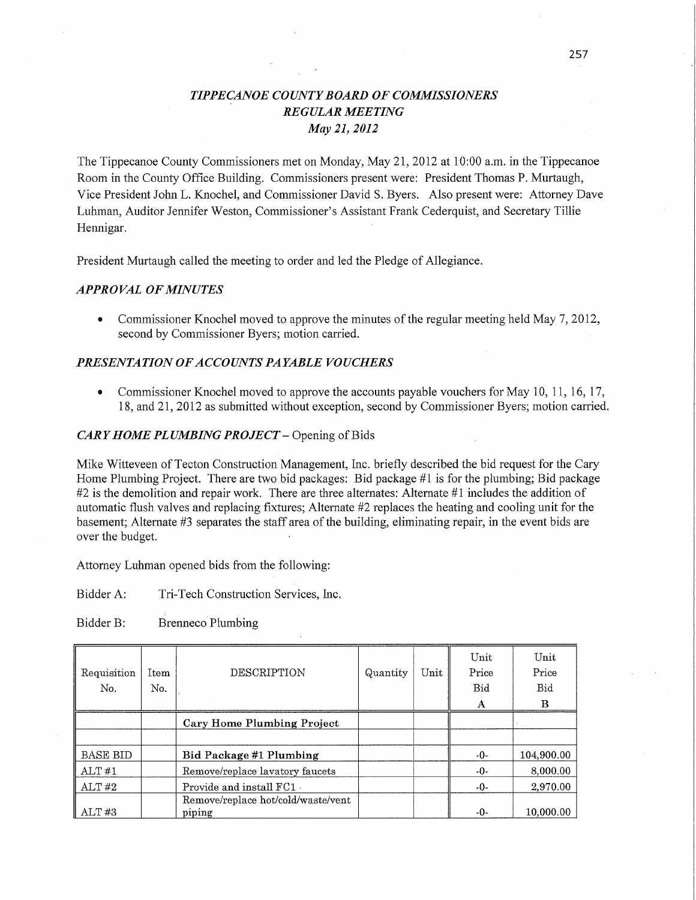# *TIPPECANOE COUNTY BOARD OF COMMISSIONERS*
## *REGULAR MEETING*
### *May 21, 2012*

The Tippecanoe County Commissioners met on Monday, May 21, 2012 at 10:00 a.m. in the Tippecanoe Room in the County Office Building. Commissioners present were: President Thomas P. Murtaugh, Vice President John L. Knochel, and Commissioner David S. Byers. Also present were: Attorney Dave Luhman, Auditor Jennifer Weston, Commissioner's Assistant Frank Cederquist, and Secretary Tillie Hennigar.

President Murtaugh called the meeting to order and led the Pledge of Allegiance.

### *APPROVAL OF MINUTES*

- Commissioner Knochel moved to approve the minutes of the regular meeting held May 7, 2012, second by Commissioner Byers; motion carried.

### *PRESENTATION OF ACCOUNTS PAYABLE VOUCHERS*

- Commissioner Knochel moved to approve the accounts payable vouchers for May 10, 11, 16, 17, 18, and 21, 2012 as submitted without exception, second by Commissioner Byers; motion carried.

### *CARY HOME PLUMBING PROJECT* – Opening of Bids

Mike Witteveen of Tecton Construction Management, Inc. briefly described the bid request for the Cary Home Plumbing Project. There are two bid packages: Bid package #1 is for the plumbing; Bid package #2 is the demolition and repair work. There are three alternates: Alternate #1 includes the addition of automatic flush valves and replacing fixtures; Alternate #2 replaces the heating and cooling unit for the basement; Alternate #3 separates the staff area of the building, eliminating repair, in the event bids are over the budget.

Attorney Luhman opened bids from the following:

Bidder A: Tri-Tech Construction Services, Inc.

Bidder B: Brenneco Plumbing

| Requisition No. | Item No. | DESCRIPTION | Quantity | Unit | Unit Price Bid A | Unit Price Bid B |
|---|---|---|---|---|---|---|
| | | **Cary Home Plumbing Project** | | | | |
| | | | | | | |
| BASE BID | | **Bid Package #1 Plumbing** | | | -0- | 104,900.00 |
| ALT #1 | | Remove/replace lavatory faucets | | | -0- | 8,000.00 |
| ALT #2 | | Provide and install FC1 | | | -0- | 2,970.00 |
| ALT #3 | | Remove/replace hot/cold/waste/vent piping | | | -0- | 10,000.00 |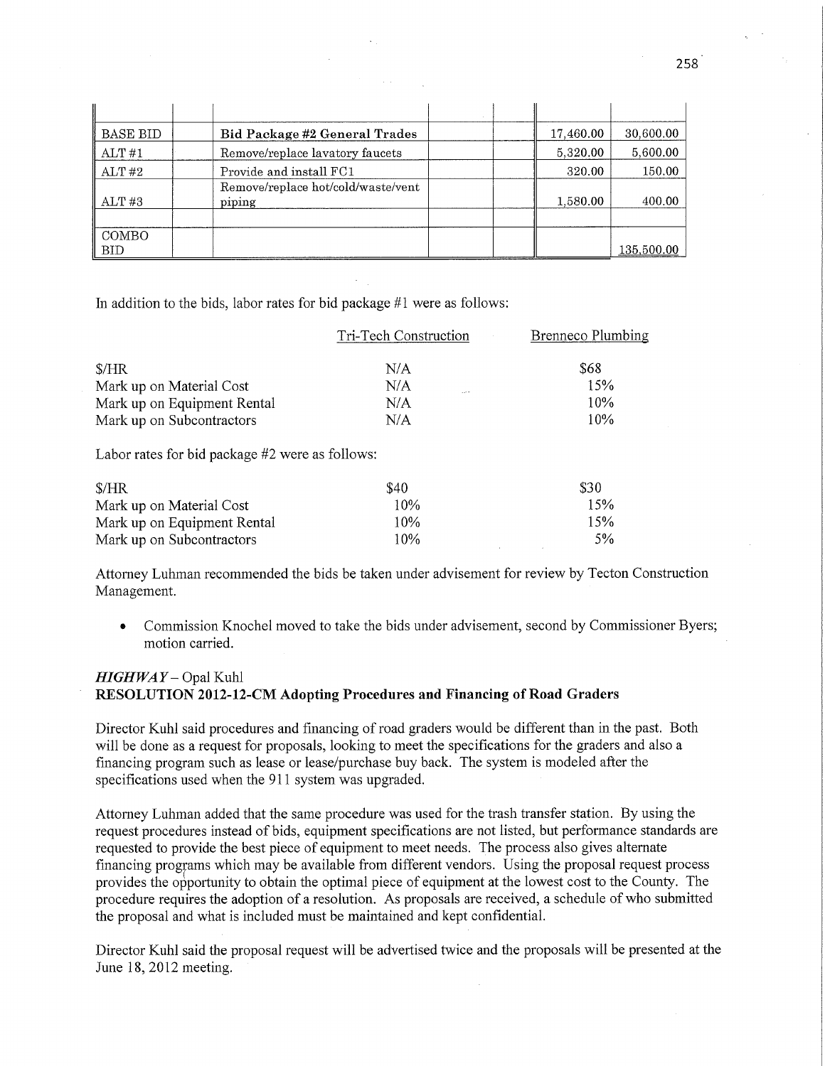| | | | | | | |
|---|---|---|---|---|---|---|
| BASE BID | | **Bid Package #2 General Trades** | | | 17,460.00 | 30,600.00 |
| ALT #1 | | Remove/replace lavatory faucets | | | 5,320.00 | 5,600.00 |
| ALT #2 | | Provide and install FC1 | | | 320.00 | 150.00 |
| ALT #3 | | Remove/replace hot/cold/waste/vent piping | | | 1,580.00 | 400.00 |
| | | | | | | |
| COMBO BID | | | | | | 135,500.00 |

In addition to the bids, labor rates for bid package #1 were as follows:

| | Tri-Tech Construction | Brenneco Plumbing |
|---|---|---|
| $/HR | N/A | $68 |
| Mark up on Material Cost | N/A | 15% |
| Mark up on Equipment Rental | N/A | 10% |
| Mark up on Subcontractors | N/A | 10% |

Labor rates for bid package #2 were as follows:

| | | |
|---|---|---|
| $/HR | $40 | $30 |
| Mark up on Material Cost | 10% | 15% |
| Mark up on Equipment Rental | 10% | 15% |
| Mark up on Subcontractors | 10% | 5% |

Attorney Luhman recommended the bids be taken under advisement for review by Tecton Construction Management.

- Commission Knochel moved to take the bids under advisement, second by Commissioner Byers; motion carried.

*HIGHWAY* – Opal Kuhl
**RESOLUTION 2012-12-CM Adopting Procedures and Financing of Road Graders**

Director Kuhl said procedures and financing of road graders would be different than in the past. Both will be done as a request for proposals, looking to meet the specifications for the graders and also a financing program such as lease or lease/purchase buy back. The system is modeled after the specifications used when the 911 system was upgraded.

Attorney Luhman added that the same procedure was used for the trash transfer station. By using the request procedures instead of bids, equipment specifications are not listed, but performance standards are requested to provide the best piece of equipment to meet needs. The process also gives alternate financing programs which may be available from different vendors. Using the proposal request process provides the opportunity to obtain the optimal piece of equipment at the lowest cost to the County. The procedure requires the adoption of a resolution. As proposals are received, a schedule of who submitted the proposal and what is included must be maintained and kept confidential.

Director Kuhl said the proposal request will be advertised twice and the proposals will be presented at the June 18, 2012 meeting.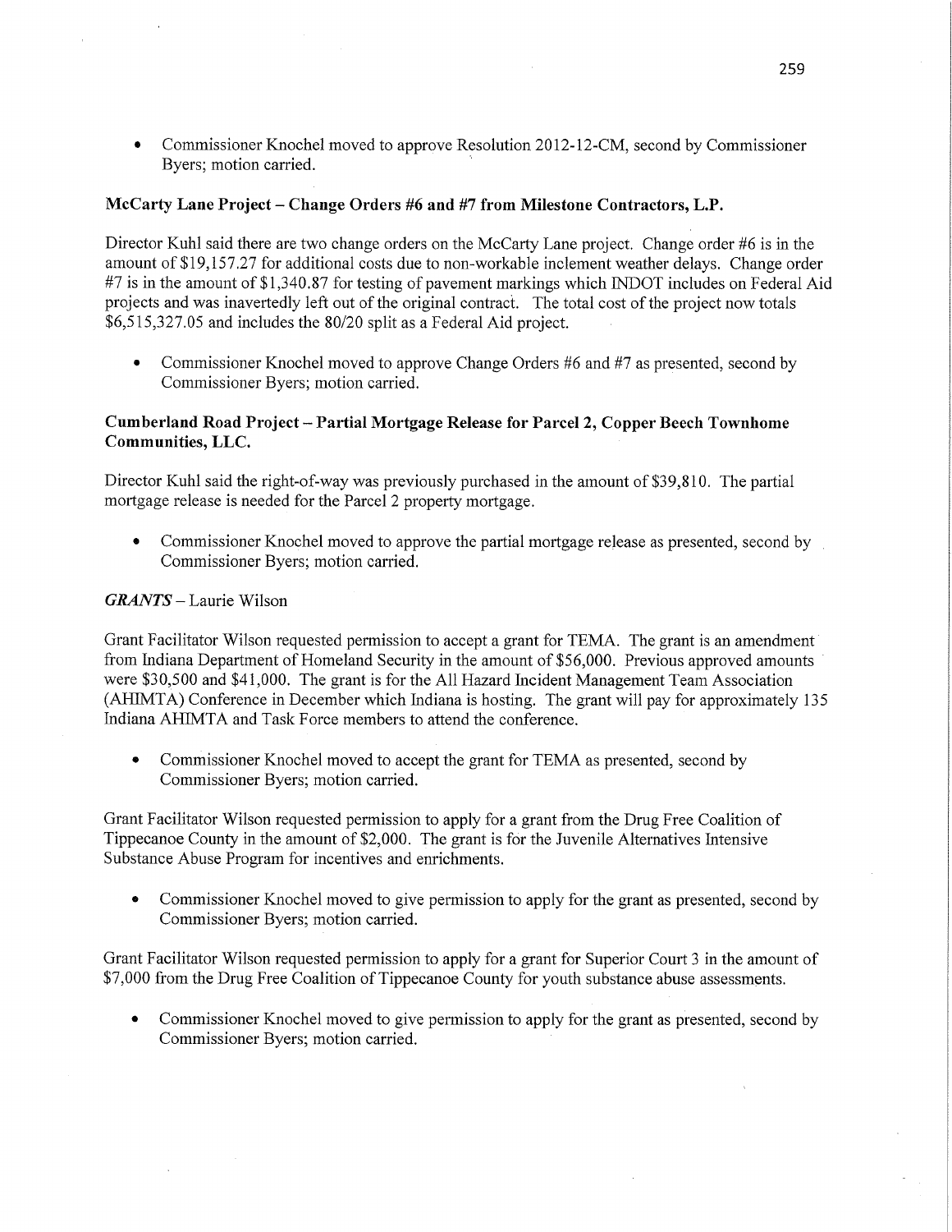- Commissioner Knochel moved to approve Resolution 2012-12-CM, second by Commissioner Byers; motion carried.

**McCarty Lane Project – Change Orders #6 and #7 from Milestone Contractors, L.P.**

Director Kuhl said there are two change orders on the McCarty Lane project. Change order #6 is in the amount of $19,157.27 for additional costs due to non-workable inclement weather delays. Change order #7 is in the amount of $1,340.87 for testing of pavement markings which INDOT includes on Federal Aid projects and was inavertedly left out of the original contract. The total cost of the project now totals $6,515,327.05 and includes the 80/20 split as a Federal Aid project.

- Commissioner Knochel moved to approve Change Orders #6 and #7 as presented, second by Commissioner Byers; motion carried.

**Cumberland Road Project – Partial Mortgage Release for Parcel 2, Copper Beech Townhome Communities, LLC.**

Director Kuhl said the right-of-way was previously purchased in the amount of $39,810. The partial mortgage release is needed for the Parcel 2 property mortgage.

- Commissioner Knochel moved to approve the partial mortgage release as presented, second by Commissioner Byers; motion carried.

***GRANTS*** – Laurie Wilson

Grant Facilitator Wilson requested permission to accept a grant for TEMA. The grant is an amendment from Indiana Department of Homeland Security in the amount of $56,000. Previous approved amounts were $30,500 and $41,000. The grant is for the All Hazard Incident Management Team Association (AHIMTA) Conference in December which Indiana is hosting. The grant will pay for approximately 135 Indiana AHIMTA and Task Force members to attend the conference.

- Commissioner Knochel moved to accept the grant for TEMA as presented, second by Commissioner Byers; motion carried.

Grant Facilitator Wilson requested permission to apply for a grant from the Drug Free Coalition of Tippecanoe County in the amount of $2,000. The grant is for the Juvenile Alternatives Intensive Substance Abuse Program for incentives and enrichments.

- Commissioner Knochel moved to give permission to apply for the grant as presented, second by Commissioner Byers; motion carried.

Grant Facilitator Wilson requested permission to apply for a grant for Superior Court 3 in the amount of $7,000 from the Drug Free Coalition of Tippecanoe County for youth substance abuse assessments.

- Commissioner Knochel moved to give permission to apply for the grant as presented, second by Commissioner Byers; motion carried.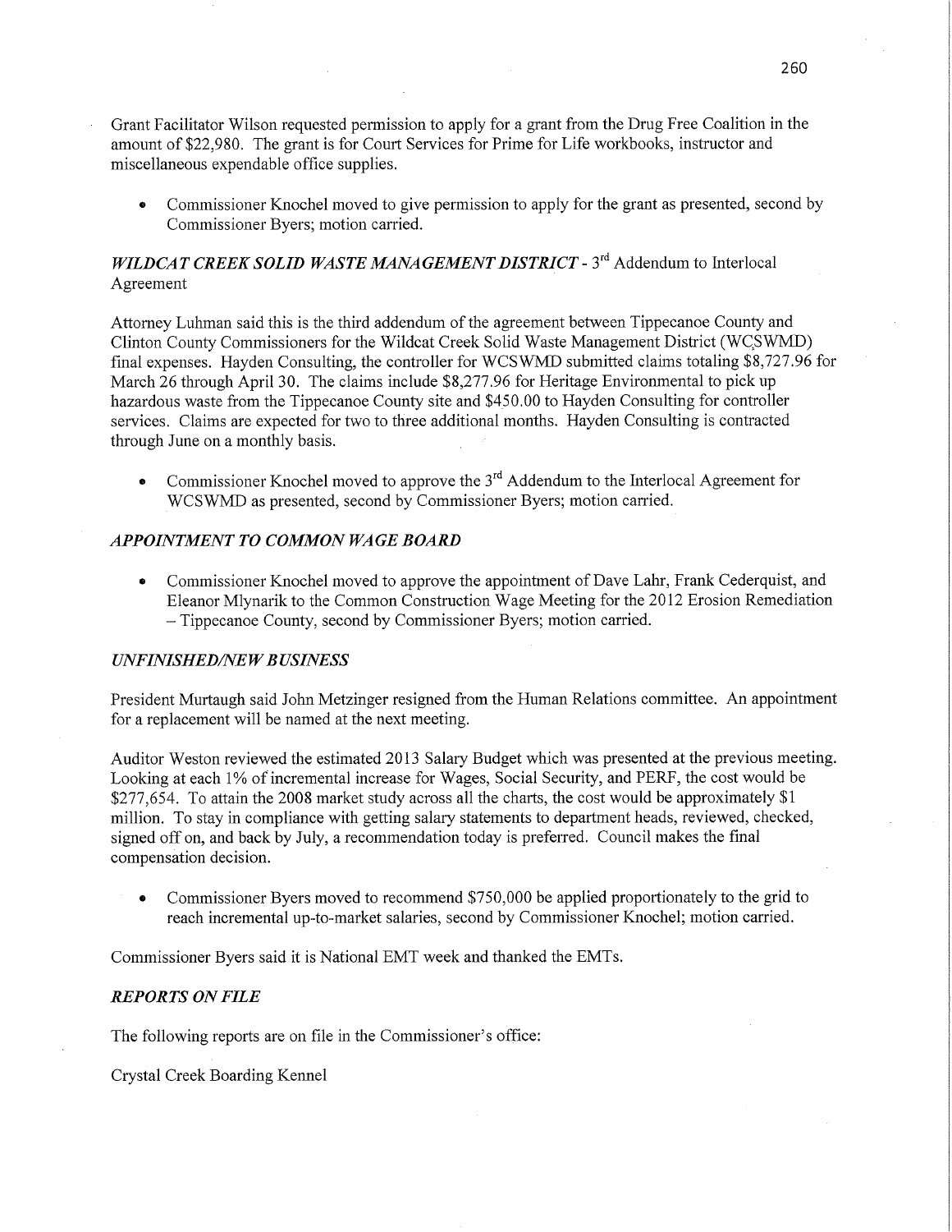Grant Facilitator Wilson requested permission to apply for a grant from the Drug Free Coalition in the amount of $22,980. The grant is for Court Services for Prime for Life workbooks, instructor and miscellaneous expendable office supplies.

- Commissioner Knochel moved to give permission to apply for the grant as presented, second by Commissioner Byers; motion carried.

***WILDCAT CREEK SOLID WASTE MANAGEMENT DISTRICT*** - 3rd Addendum to Interlocal Agreement

Attorney Luhman said this is the third addendum of the agreement between Tippecanoe County and Clinton County Commissioners for the Wildcat Creek Solid Waste Management District (WCSWMD) final expenses. Hayden Consulting, the controller for WCSWMD submitted claims totaling $8,727.96 for March 26 through April 30. The claims include $8,277.96 for Heritage Environmental to pick up hazardous waste from the Tippecanoe County site and $450.00 to Hayden Consulting for controller services. Claims are expected for two to three additional months. Hayden Consulting is contracted through June on a monthly basis.

- Commissioner Knochel moved to approve the 3rd Addendum to the Interlocal Agreement for WCSWMD as presented, second by Commissioner Byers; motion carried.

***APPOINTMENT TO COMMON WAGE BOARD***

- Commissioner Knochel moved to approve the appointment of Dave Lahr, Frank Cederquist, and Eleanor Mlynarik to the Common Construction Wage Meeting for the 2012 Erosion Remediation – Tippecanoe County, second by Commissioner Byers; motion carried.

***UNFINISHED/NEW BUSINESS***

President Murtaugh said John Metzinger resigned from the Human Relations committee. An appointment for a replacement will be named at the next meeting.

Auditor Weston reviewed the estimated 2013 Salary Budget which was presented at the previous meeting. Looking at each 1% of incremental increase for Wages, Social Security, and PERF, the cost would be $277,654. To attain the 2008 market study across all the charts, the cost would be approximately $1 million. To stay in compliance with getting salary statements to department heads, reviewed, checked, signed off on, and back by July, a recommendation today is preferred. Council makes the final compensation decision.

- Commissioner Byers moved to recommend $750,000 be applied proportionately to the grid to reach incremental up-to-market salaries, second by Commissioner Knochel; motion carried.

Commissioner Byers said it is National EMT week and thanked the EMTs.

***REPORTS ON FILE***

The following reports are on file in the Commissioner's office:

Crystal Creek Boarding Kennel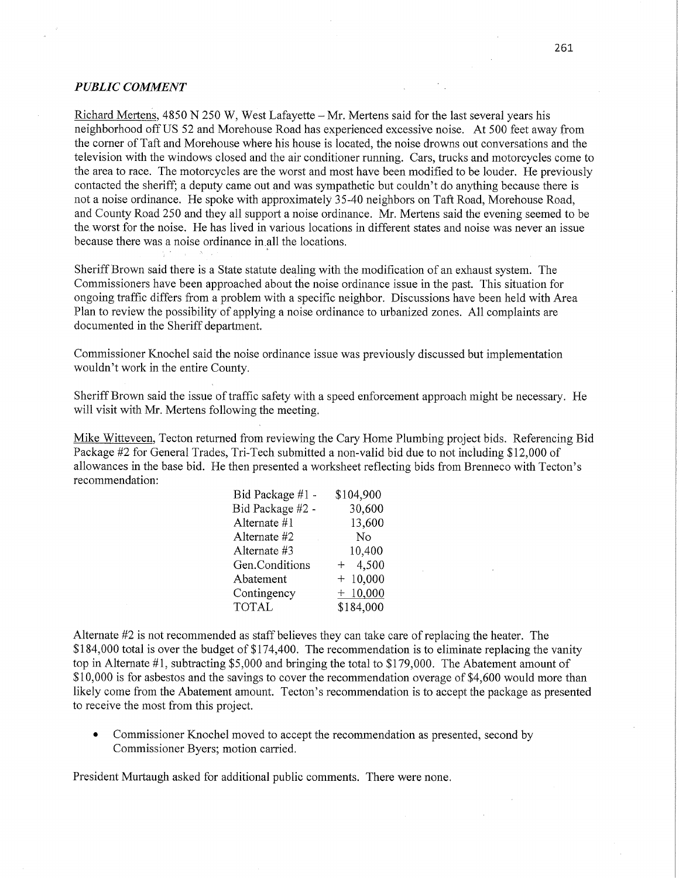## *PUBLIC COMMENT*

Richard Mertens, 4850 N 250 W, West Lafayette – Mr. Mertens said for the last several years his neighborhood off US 52 and Morehouse Road has experienced excessive noise. At 500 feet away from the corner of Taft and Morehouse where his house is located, the noise drowns out conversations and the television with the windows closed and the air conditioner running. Cars, trucks and motorcycles come to the area to race. The motorcycles are the worst and most have been modified to be louder. He previously contacted the sheriff; a deputy came out and was sympathetic but couldn't do anything because there is not a noise ordinance. He spoke with approximately 35-40 neighbors on Taft Road, Morehouse Road, and County Road 250 and they all support a noise ordinance. Mr. Mertens said the evening seemed to be the worst for the noise. He has lived in various locations in different states and noise was never an issue because there was a noise ordinance in all the locations.

Sheriff Brown said there is a State statute dealing with the modification of an exhaust system. The Commissioners have been approached about the noise ordinance issue in the past. This situation for ongoing traffic differs from a problem with a specific neighbor. Discussions have been held with Area Plan to review the possibility of applying a noise ordinance to urbanized zones. All complaints are documented in the Sheriff department.

Commissioner Knochel said the noise ordinance issue was previously discussed but implementation wouldn't work in the entire County.

Sheriff Brown said the issue of traffic safety with a speed enforcement approach might be necessary. He will visit with Mr. Mertens following the meeting.

Mike Witteveen, Tecton returned from reviewing the Cary Home Plumbing project bids. Referencing Bid Package #2 for General Trades, Tri-Tech submitted a non-valid bid due to not including $12,000 of allowances in the base bid. He then presented a worksheet reflecting bids from Brenneco with Tecton's recommendation:

| | |
|---|---|
| Bid Package #1 - | $104,900 |
| Bid Package #2 - | 30,600 |
| Alternate #1 | 13,600 |
| Alternate #2 | No |
| Alternate #3 | 10,400 |
| Gen.Conditions | + 4,500 |
| Abatement | + 10,000 |
| Contingency | + 10,000 |
| TOTAL | $184,000 |

Alternate #2 is not recommended as staff believes they can take care of replacing the heater. The $184,000 total is over the budget of $174,400. The recommendation is to eliminate replacing the vanity top in Alternate #1, subtracting $5,000 and bringing the total to $179,000. The Abatement amount of $10,000 is for asbestos and the savings to cover the recommendation overage of $4,600 would more than likely come from the Abatement amount. Tecton's recommendation is to accept the package as presented to receive the most from this project.

- Commissioner Knochel moved to accept the recommendation as presented, second by Commissioner Byers; motion carried.

President Murtaugh asked for additional public comments. There were none.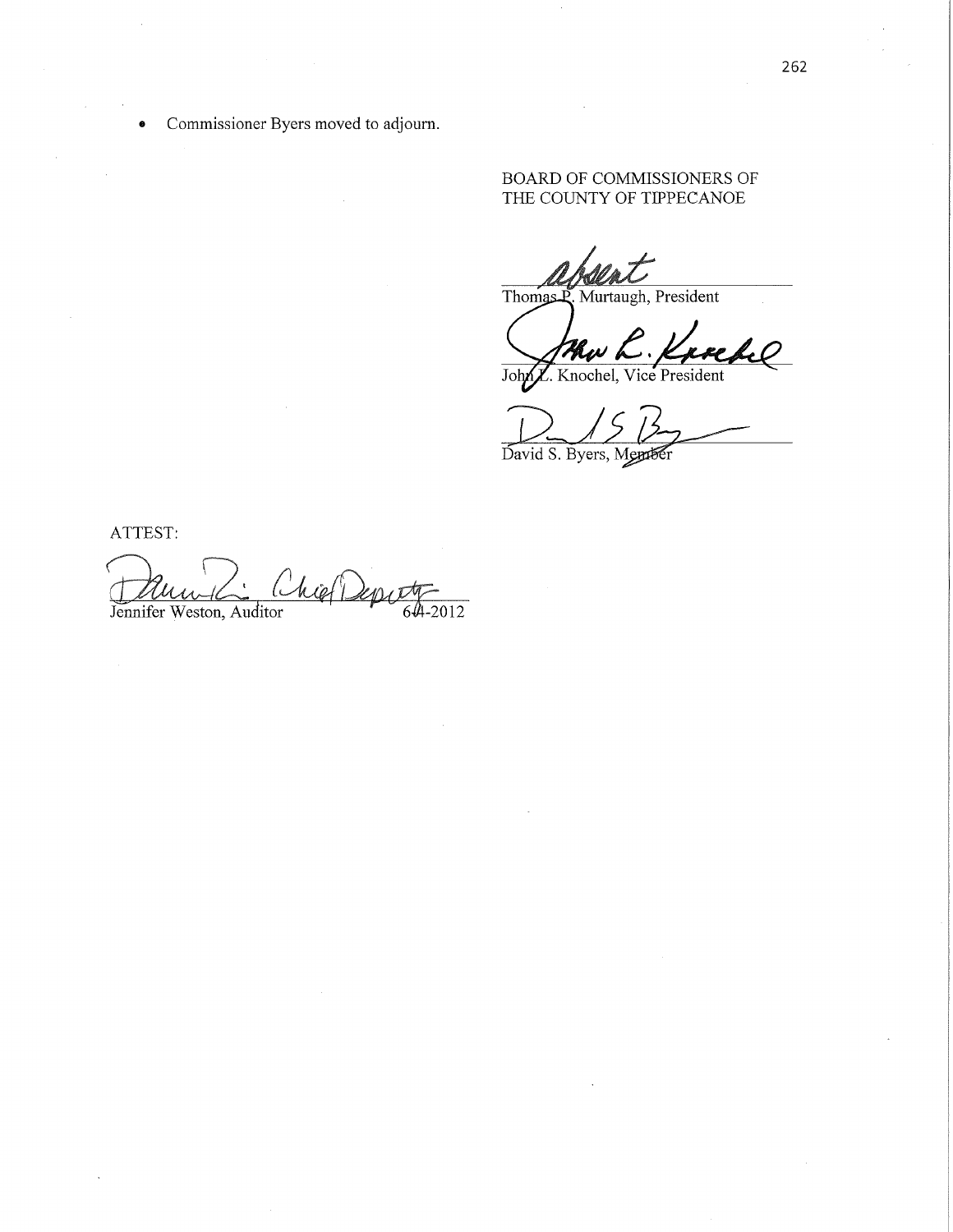- Commissioner Byers moved to adjourn.

BOARD OF COMMISSIONERS OF
THE COUNTY OF TIPPECANOE

absent
Thomas P. Murtaugh, President

John L. Knochel, Vice President

David S. Byers, Member

ATTEST:

Chief Deputy
Jennifer Weston, Auditor 6-4-2012